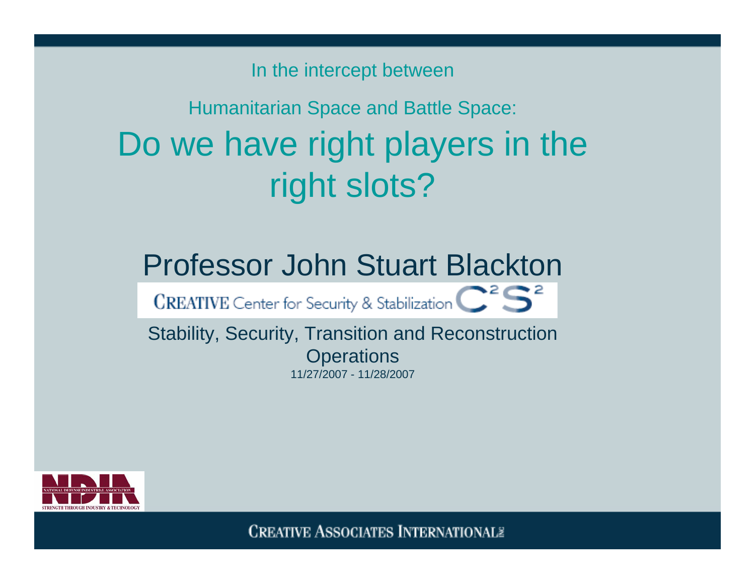In the intercept between

Humanitarian Space and Battle Space:

# Do we have right players in the right slots?

## Professor John Stuart Blackton

CREATIVE Center for Security & Stabilization $C^2S^2$

Stability, Security, Transition and Reconstruction Operations

11/27/2007 - 11/28/2007

NDIA
NATIONAL DEFENSE INDUSTRIAL ASSOCIATION
STRENGTH THROUGH INDUSTRY & TECHNOLOGY

CREATIVE ASSOCIATES INTERNATIONAL INC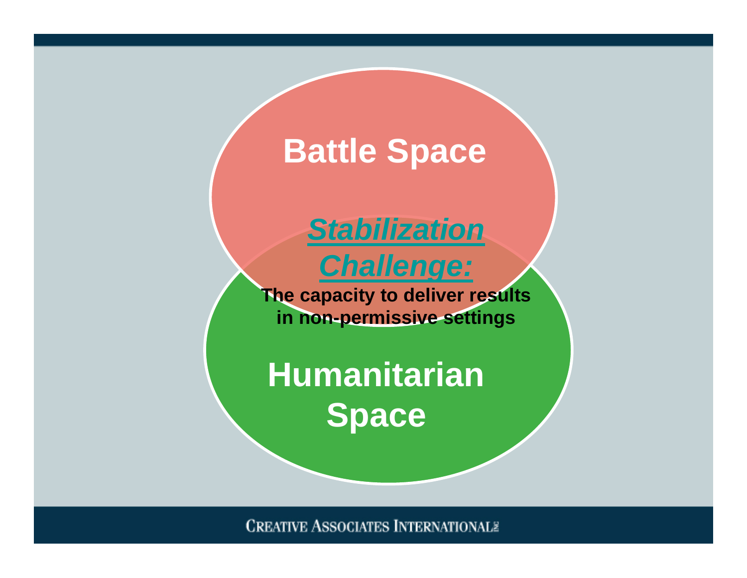Battle Space

***Stabilization Challenge:***

**The capacity to deliver results in non-permissive settings**

Humanitarian Space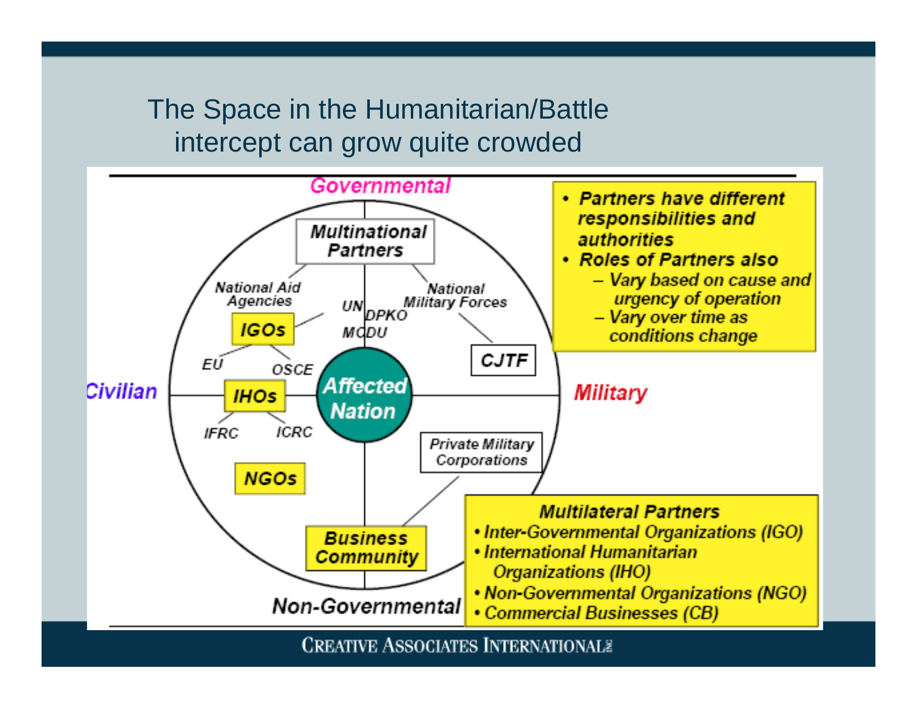# The Space in the Humanitarian/Battle intercept can grow quite crowded

**Governmental**

**Civilian** — **Military**

**Non-Governmental**

- Multinational Partners
- National Aid Agencies
- National Military Forces
- UN
- DPKO
- MCDU
- IGOs
- EU
- OSCE
- CJTF
- Affected Nation
- IHOs
- IFRC
- ICRC
- Private Military Corporations
- NGOs
- Business Community

- ***Partners have different responsibilities and authorities***
- ***Roles of Partners also***
  - *Vary based on cause and urgency of operation*
  - *Vary over time as conditions change*

***Multilateral Partners***

- *Inter-Governmental Organizations (IGO)*
- *International Humanitarian Organizations (IHO)*
- *Non-Governmental Organizations (NGO)*
- *Commercial Businesses (CB)*

CREATIVE ASSOCIATES INTERNATIONAL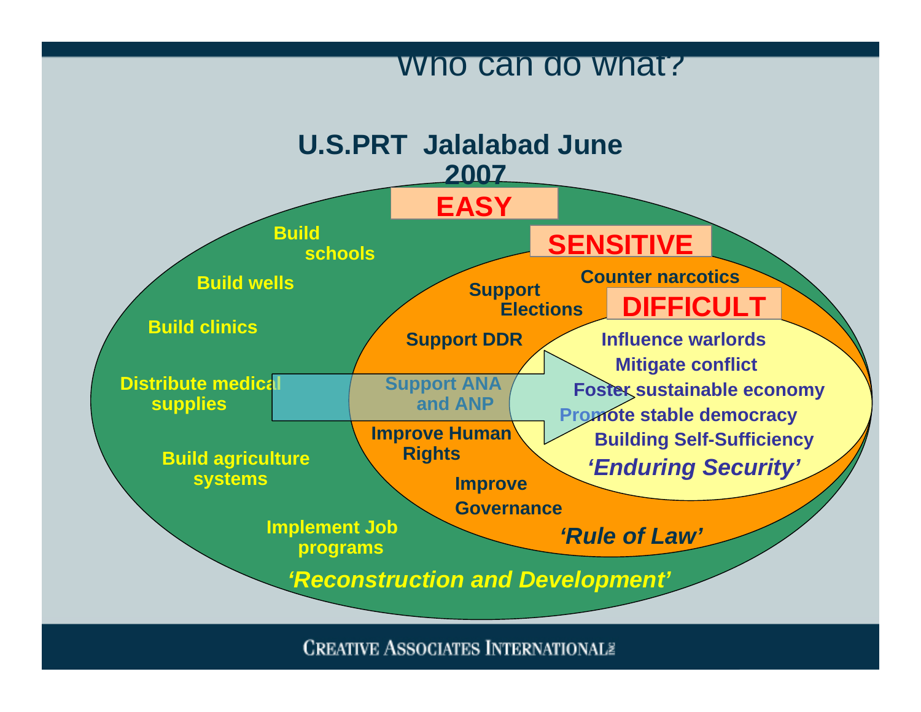# Who can do what?

**U.S.PRT Jalalabad June 2007**

**EASY**

Build schools

Build wells

Build clinics

Distribute medical supplies

Build agriculture systems

Implement Job programs

***'Reconstruction and Development'***

**SENSITIVE**

Counter narcotics

Support Elections

Support DDR

Support ANA and ANP

Improve Human Rights

Improve Governance

***'Rule of Law'***

**DIFFICULT**

Influence warlords

Mitigate conflict

Foster sustainable economy

Promote stable democracy

Building Self-Sufficiency

***'Enduring Security'***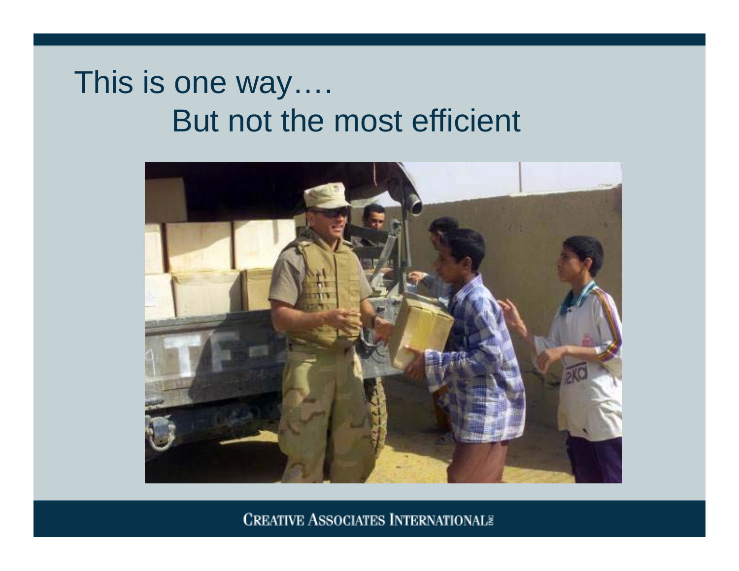# This is one way….

## But not the most efficient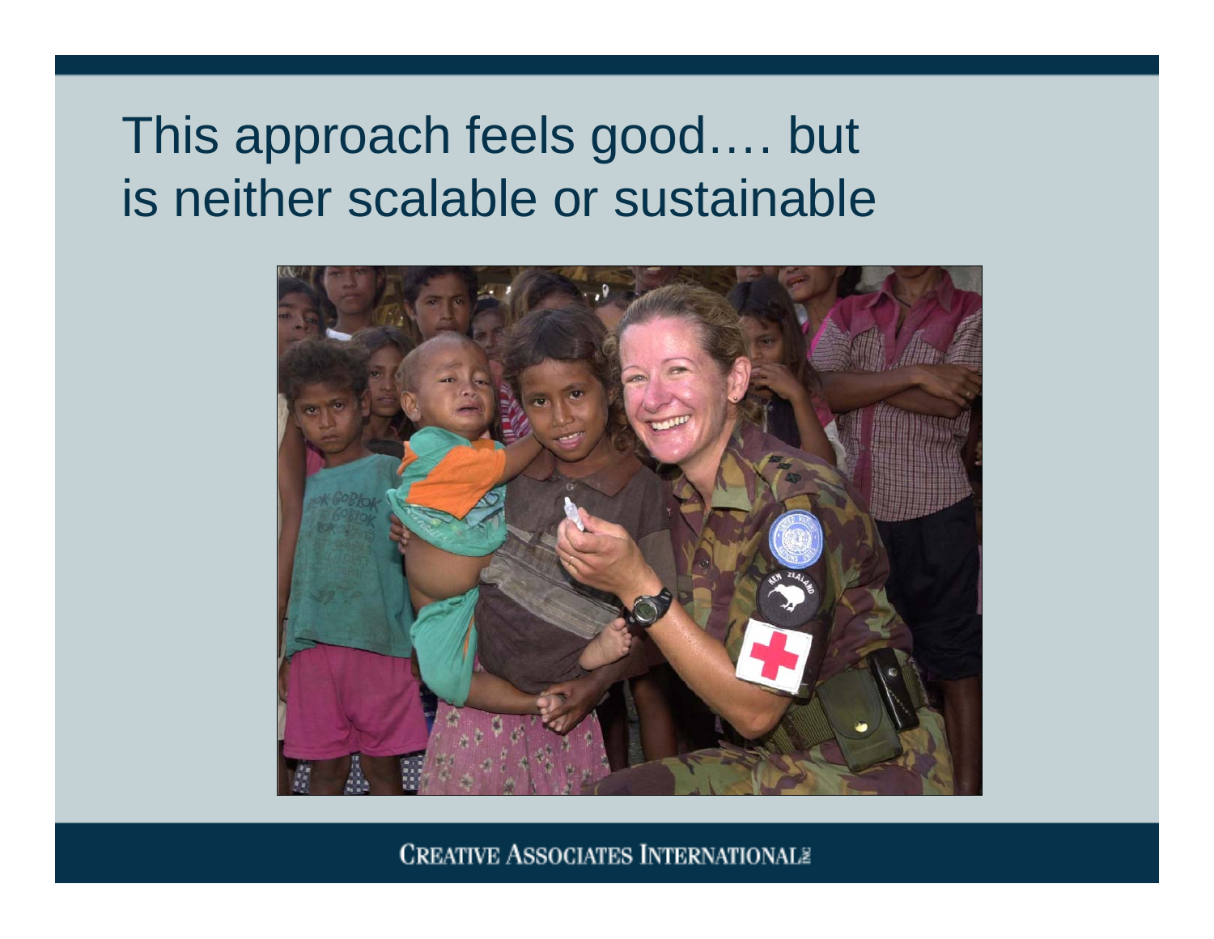# This approach feels good…. but is neither scalable or sustainable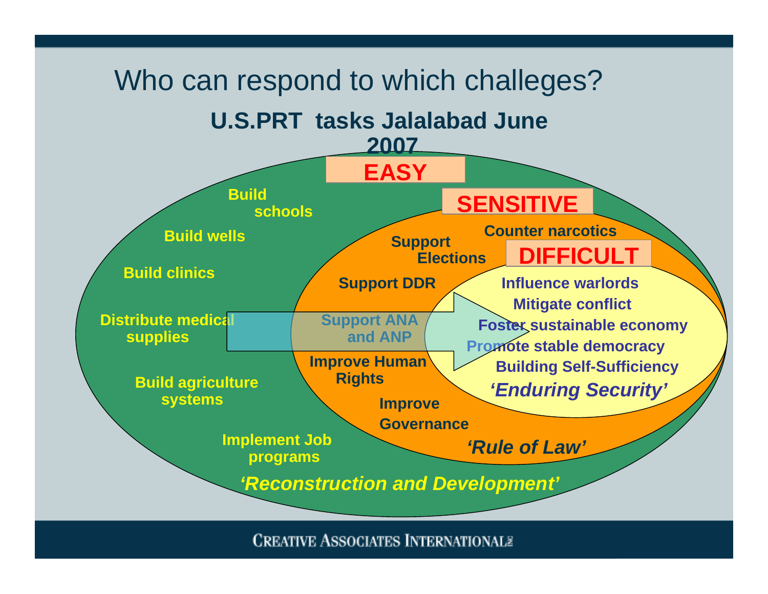# Who can respond to which challeges?

## U.S.PRT tasks Jalalabad June 2007

**EASY**

Build schools

Build wells

Build clinics

Distribute medical supplies

Build agriculture systems

Implement Job programs

*'Reconstruction and Development'*

**SENSITIVE**

Counter narcotics

Support Elections

Support DDR

Support ANA and ANP

Improve Human Rights

Improve Governance

*'Rule of Law'*

**DIFFICULT**

Influence warlords

Mitigate conflict

Foster sustainable economy

Promote stable democracy

Building Self-Sufficiency

*'Enduring Security'*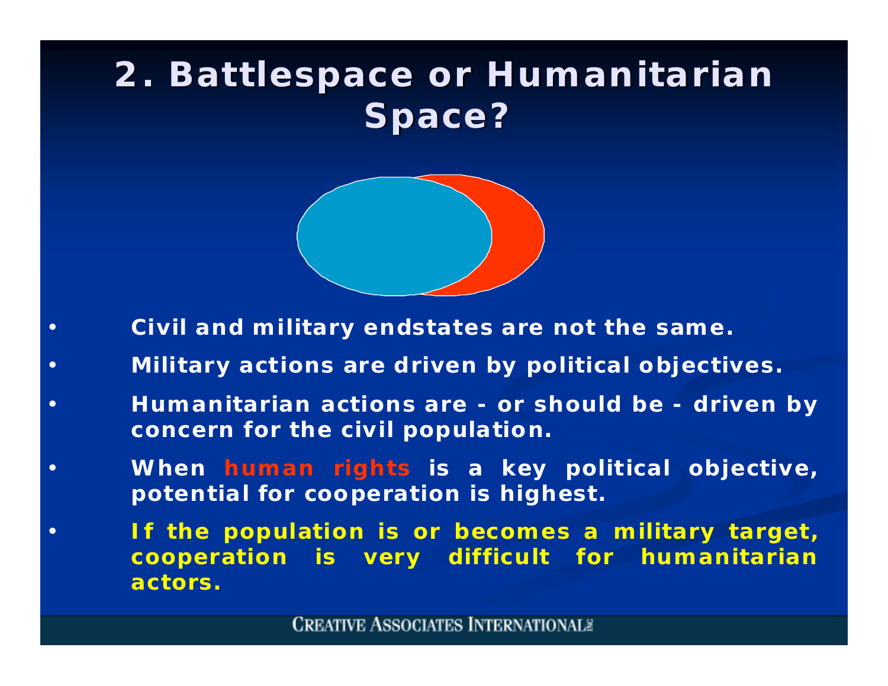# 2. Battlespace or Humanitarian Space?

- Civil and military endstates are not the same.
- Military actions are driven by political objectives.
- Humanitarian actions are - or should be - driven by concern for the civil population.
- When human rights is a key political objective, potential for cooperation is highest.
- If the population is or becomes a military target, cooperation is very difficult for humanitarian actors.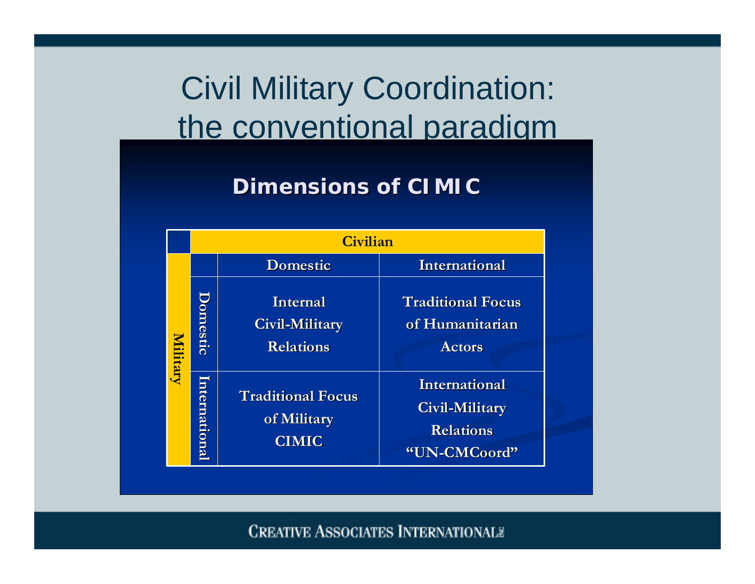# Civil Military Coordination: the conventional paradigm

## Dimensions of CIMIC

| | | Civilian | |
|---|---|---|---|
| | | Domestic | International |
| Military | Domestic | Internal Civil-Military Relations | Traditional Focus of Humanitarian Actors |
| | International | Traditional Focus of Military CIMIC | International Civil-Military Relations "UN-CMCoord" |

CREATIVE ASSOCIATES INTERNATIONAL INC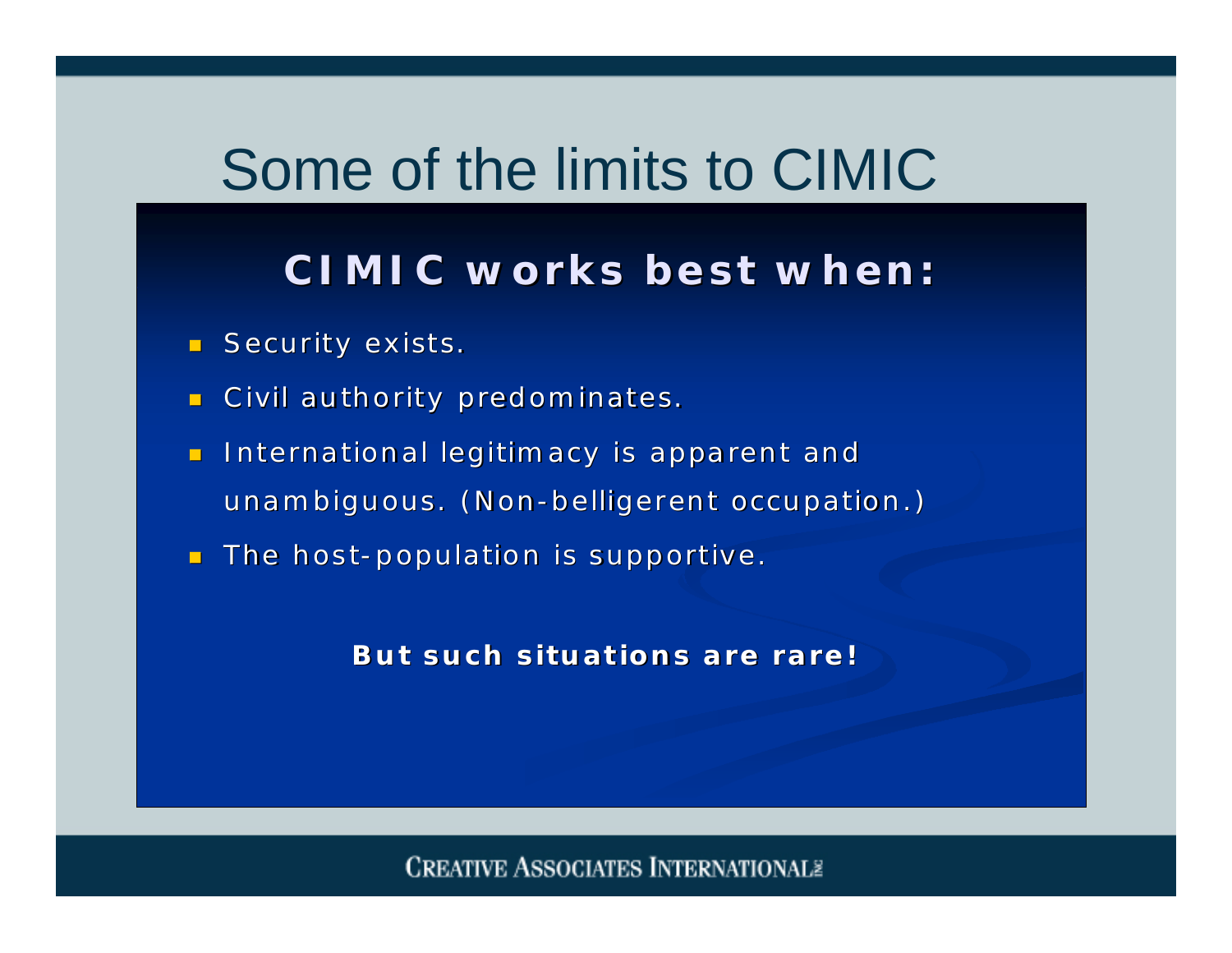# Some of the limits to CIMIC

## CIMIC works best when:

- Security exists.
- Civil authority predominates.
- International legitimacy is apparent and unambiguous. (Non-belligerent occupation.)
- The host-population is supportive.

**But such situations are rare!**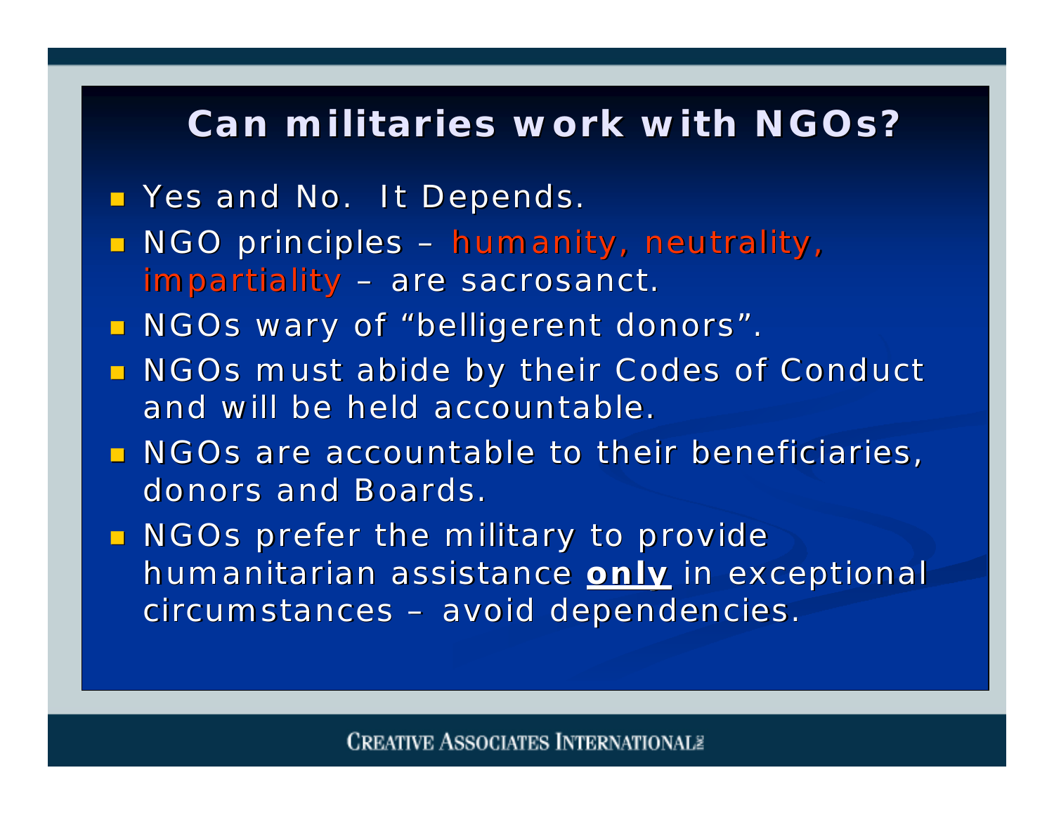# Can militaries work with NGOs?

- Yes and No. It Depends.
- NGO principles – humanity, neutrality, impartiality – are sacrosanct.
- NGOs wary of "belligerent donors".
- NGOs must abide by their Codes of Conduct and will be held accountable.
- NGOs are accountable to their beneficiaries, donors and Boards.
- NGOs prefer the military to provide humanitarian assistance **only** in exceptional circumstances – avoid dependencies.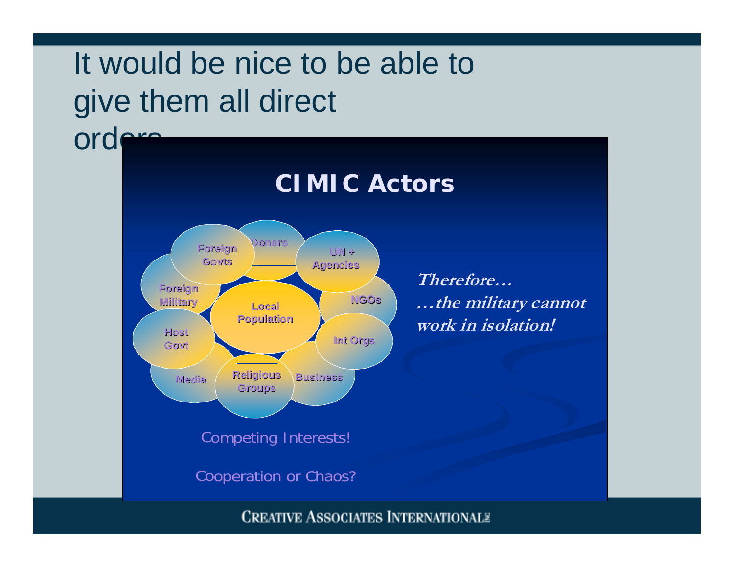# It would be nice to be able to give them all direct orders

## CIMIC Actors

Donors

Foreign Govts

UN + Agencies

Foreign Military

NGOs

Local Population

Host Govt

Int Orgs

Media

Religious Groups

Business

Competing Interests!

Cooperation or Chaos?

***Therefore…***
***…the military cannot work in isolation!***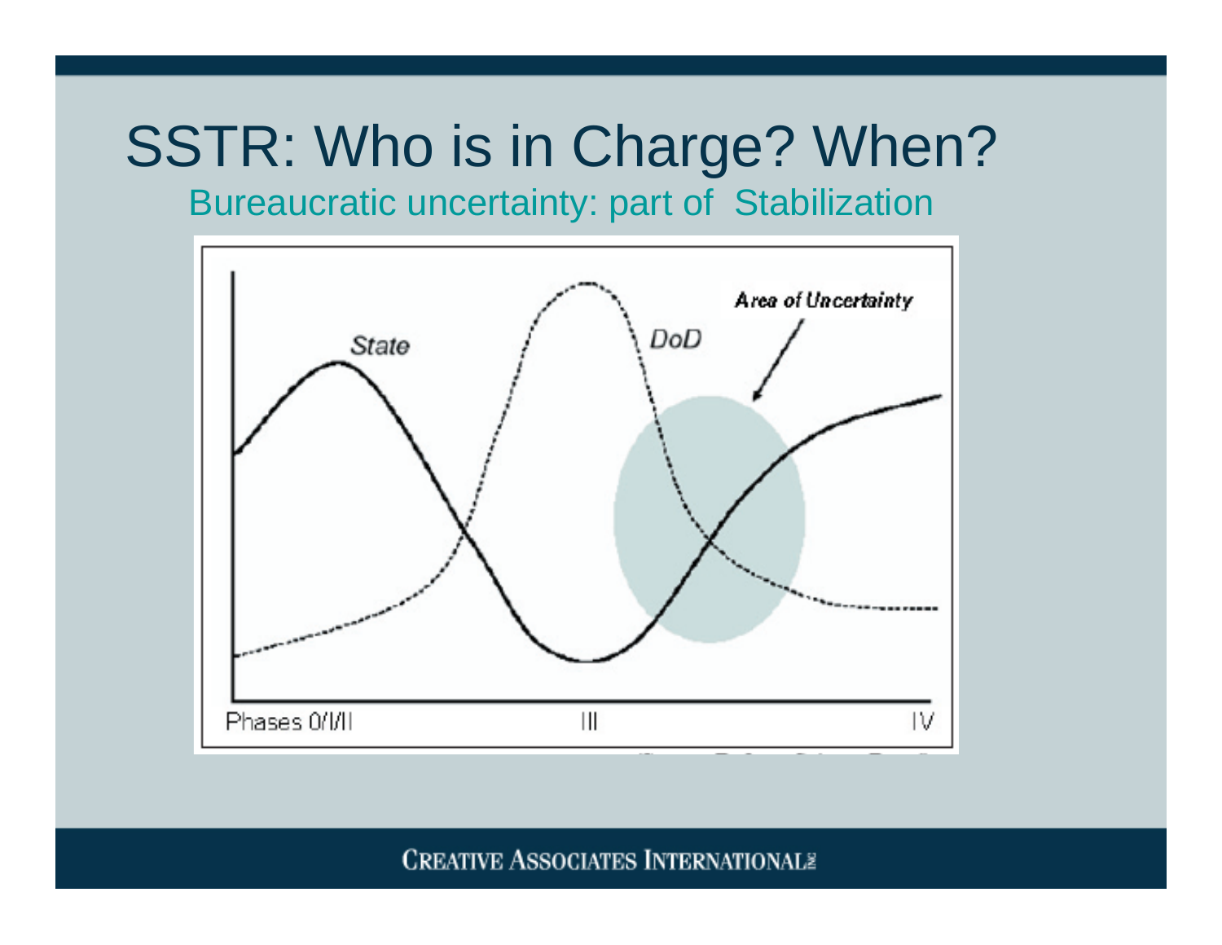# SSTR: Who is in Charge? When?

## Bureaucratic uncertainty: part of Stabilization

Area of Uncertainty

State

DoD

Phases 0/I/II

III

IV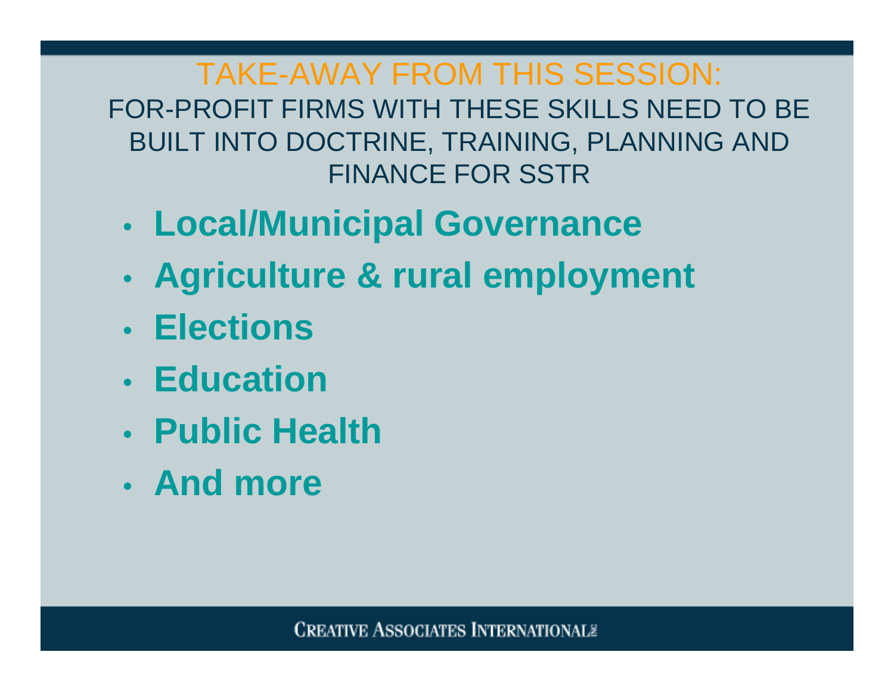## TAKE-AWAY FROM THIS SESSION:

FOR-PROFIT FIRMS WITH THESE SKILLS NEED TO BE BUILT INTO DOCTRINE, TRAINING, PLANNING AND FINANCE FOR SSTR

- **Local/Municipal Governance**
- **Agriculture & rural employment**
- **Elections**
- **Education**
- **Public Health**
- **And more**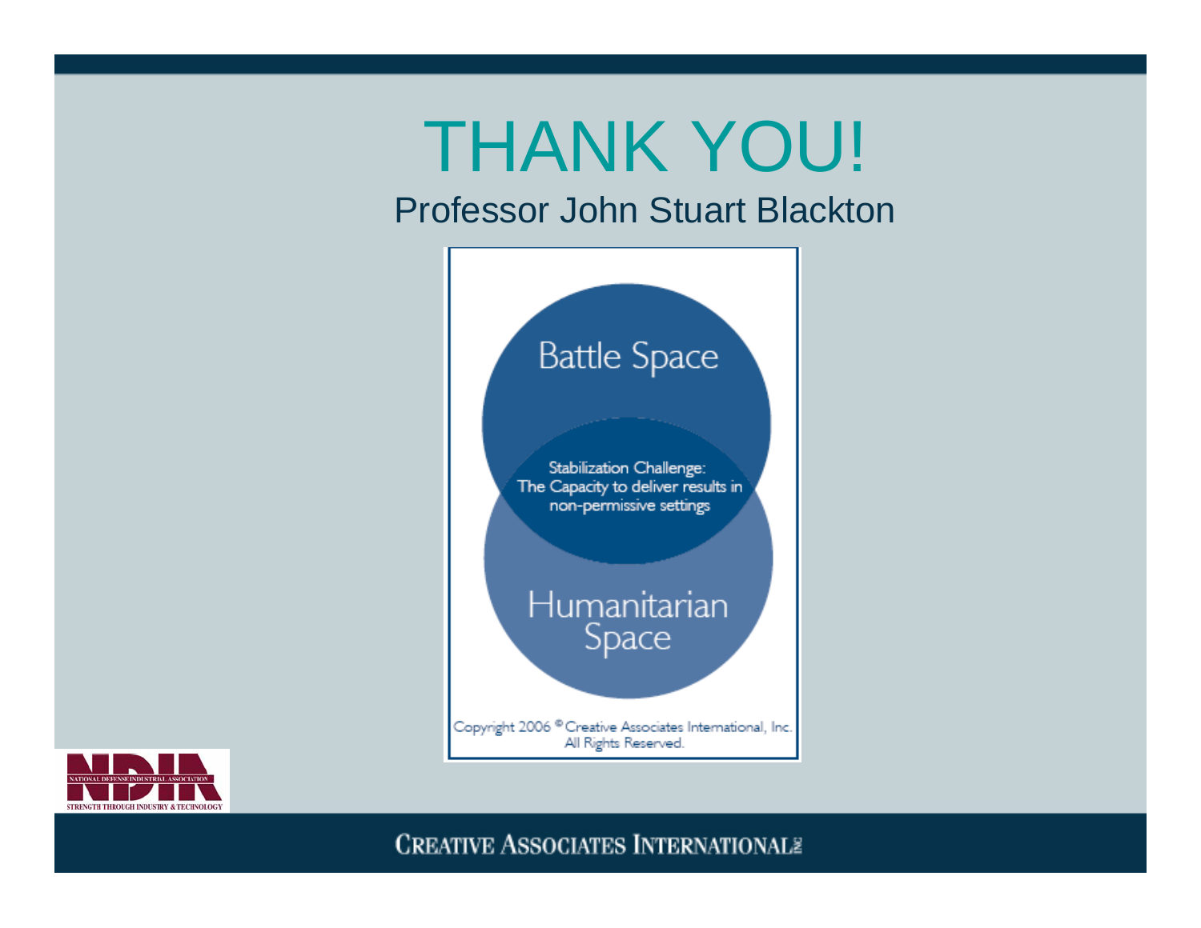# THANK YOU!

Professor John Stuart Blackton

Battle Space

Stabilization Challenge:
The Capacity to deliver results in non-permissive settings

Humanitarian Space

Copyright 2006 © Creative Associates International, Inc.
All Rights Reserved.

NDIA
NATIONAL DEFENSE INDUSTRIAL ASSOCIATION
STRENGTH THROUGH INDUSTRY & TECHNOLOGY

CREATIVE ASSOCIATES INTERNATIONAL INC